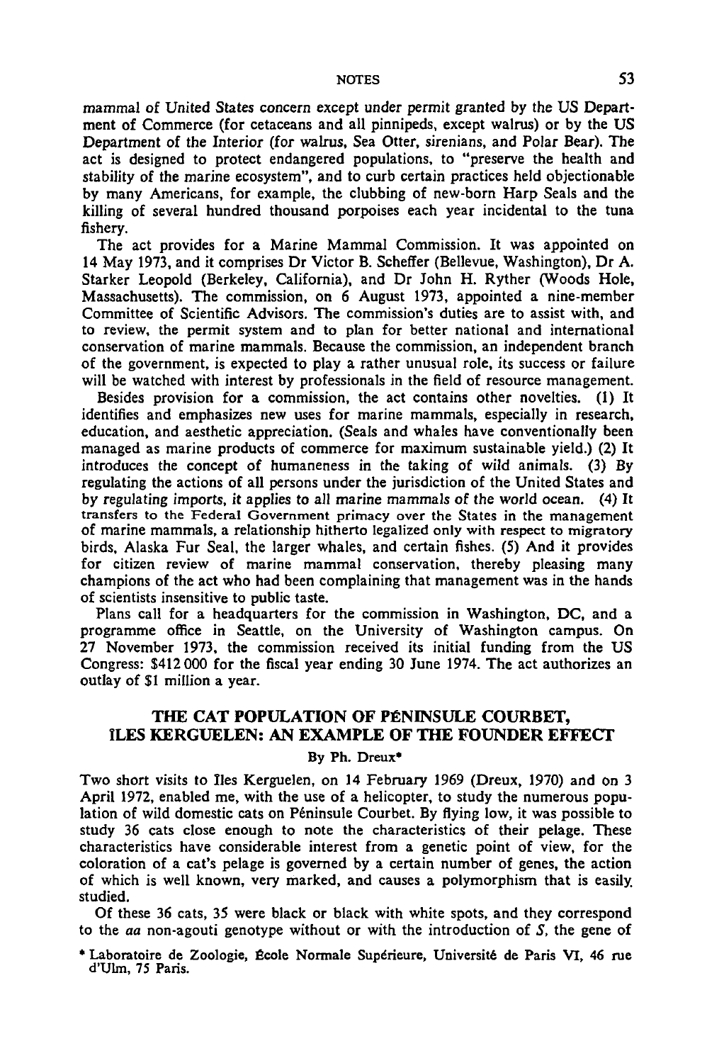mammal of United States concern except under permit granted by the US Department of Commerce (for cetaceans and all pinnipeds, except walrus) or by the US Department of the Interior (for walrus, Sea Otter, sirenians, and Polar Bear). The act is designed to protect endangered populations, to "preserve the health and stability of the marine ecosystem", and to curb certain practices held objectionable by many Americans, for example, the clubbing of new-born Harp Seals and the killing of several hundred thousand porpoises each year incidental to the tuna fishery.

The act provides for a Marine Mammal Commission. It was appointed on 14 May 1973, and it comprises Dr Victor B. Scheffer (Bellevue, Washington), Dr A. Starker Leopold (Berkeley, California), and Dr John H. Ryther (Woods Hole, Massachusetts). The commission, on 6 August 1973, appointed a nine-member Committee of Scientific Advisors. The commission's duties are to assist with, and to review, the permit system and to plan for better national and international conservation of marine mammals. Because the commission, an independent branch of the government, is expected to play a rather unusual role, its success or failure will be watched with interest by professionals in the field of resource management.

Besides provision for a commission, the act contains other novelties. (1) It identifies and emphasizes new uses for marine mammals, especially in research, education, and aesthetic appreciation. (Seals and whales have conventionally been managed as marine products of commerce for maximum sustainable yield.) (2) It introduces the concept of humaneness in the taking of wild animals. (3) By regulating the actions of all persons under the jurisdiction of the United States and by regulating imports, it applies to all marine mammals of the world ocean. (4) It transfers to the Federal Government primacy over the States in the management of marine mammals, a relationship hitherto legalized only with respect to migratory birds, Alaska Fur Seal, the larger whales, and certain fishes. (5) And it provides for citizen review of marine mammal conservation, thereby pleasing many champions of the act who had been complaining that management was in the hands of scientists insensitive to public taste.

Plans call for a headquarters for the commission in Washington, DC, and a programme office in Seattle, on the University of Washington campus. On 27 November 1973, the commission received its initial funding from the US Congress: $412 000 for the fiscal year ending 30 June 1974. The act authorizes an outlay of $1 million a year.

## THE CAT POPULATION OF PÉNINSULE COURBET, ÎLES KERGUELEN: AN EXAMPLE OF THE FOUNDER EFFECT

By Ph. Dreux*

Two short visits to Îles Kerguelen, on 14 February 1969 (Dreux, 1970) and on 3 April 1972, enabled me, with the use of a helicopter, to study the numerous population of wild domestic cats on Péninsule Courbet. By flying low, it was possible to study 36 cats close enough to note the characteristics of their pelage. These characteristics have considerable interest from a genetic point of view, for the coloration of a cat's pelage is governed by a certain number of genes, the action of which is well known, very marked, and causes a polymorphism that is easily studied.

Of these 36 cats, 35 were black or black with white spots, and they correspond to the *aa* non-agouti genotype without or with the introduction of *S*, the gene of

\* Laboratoire de Zoologie, École Normale Supérieure, Université de Paris VI, 46 rue d'Ulm, 75 Paris.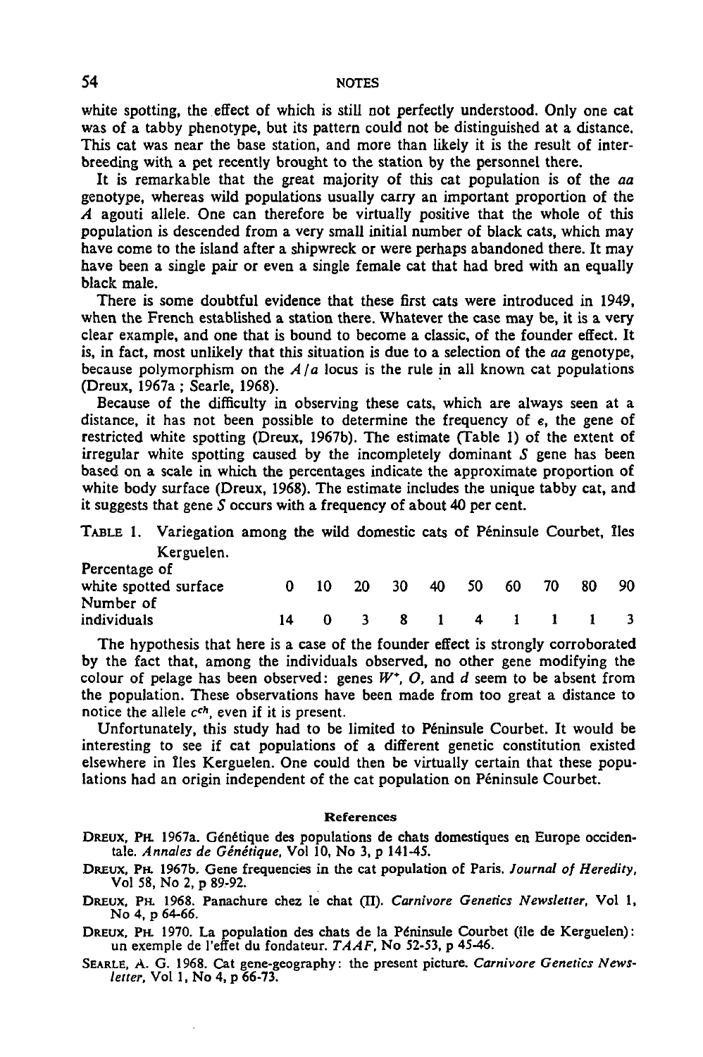white spotting, the effect of which is still not perfectly understood. Only one cat was of a tabby phenotype, but its pattern could not be distinguished at a distance. This cat was near the base station, and more than likely it is the result of interbreeding with a pet recently brought to the station by the personnel there.

It is remarkable that the great majority of this cat population is of the *aa* genotype, whereas wild populations usually carry an important proportion of the *A* agouti allele. One can therefore be virtually positive that the whole of this population is descended from a very small initial number of black cats, which may have come to the island after a shipwreck or were perhaps abandoned there. It may have been a single pair or even a single female cat that had bred with an equally black male.

There is some doubtful evidence that these first cats were introduced in 1949, when the French established a station there. Whatever the case may be, it is a very clear example, and one that is bound to become a classic, of the founder effect. It is, in fact, most unlikely that this situation is due to a selection of the *aa* genotype, because polymorphism on the *A/a* locus is the rule in all known cat populations (Dreux, 1967a ; Searle, 1968).

Because of the difficulty in observing these cats, which are always seen at a distance, it has not been possible to determine the frequency of $\epsilon$, the gene of restricted white spotting (Dreux, 1967b). The estimate (Table 1) of the extent of irregular white spotting caused by the incompletely dominant *S* gene has been based on a scale in which the percentages indicate the approximate proportion of white body surface (Dreux, 1968). The estimate includes the unique tabby cat, and it suggests that gene *S* occurs with a frequency of about 40 per cent.

TABLE 1. Variegation among the wild domestic cats of Péninsule Courbet, Îles Kerguelen.

| Percentage of white spotted surface | 0 | 10 | 20 | 30 | 40 | 50 | 60 | 70 | 80 | 90 |
|---|---|---|---|---|---|---|---|---|---|---|
| Number of individuals | 14 | 0 | 3 | 8 | 1 | 4 | 1 | 1 | 1 | 3 |

The hypothesis that here is a case of the founder effect is strongly corroborated by the fact that, among the individuals observed, no other gene modifying the colour of pelage has been observed: genes $W^+$, *O*, and *d* seem to be absent from the population. These observations have been made from too great a distance to notice the allele $c^{ch}$, even if it is present.

Unfortunately, this study had to be limited to Péninsule Courbet. It would be interesting to see if cat populations of a different genetic constitution existed elsewhere in Îles Kerguelen. One could then be virtually certain that these populations had an origin independent of the cat population on Péninsule Courbet.

## References

DREUX, PH. 1967a. Génétique des populations de chats domestiques en Europe occidentale. *Annales de Génétique*, Vol 10, No 3, p 141-45.

DREUX, PH. 1967b. Gene frequencies in the cat population of Paris. *Journal of Heredity*, Vol 58, No 2, p 89-92.

DREUX, PH. 1968. Panachure chez le chat (II). *Carnivore Genetics Newsletter*, Vol 1, No 4, p 64-66.

DREUX, PH. 1970. La population des chats de la Péninsule Courbet (île de Kerguelen): un exemple de l'effet du fondateur. *TAAF*, No 52-53, p 45-46.

SEARLE, A. G. 1968. Cat gene-geography: the present picture. *Carnivore Genetics Newsletter*, Vol 1, No 4, p 66-73.